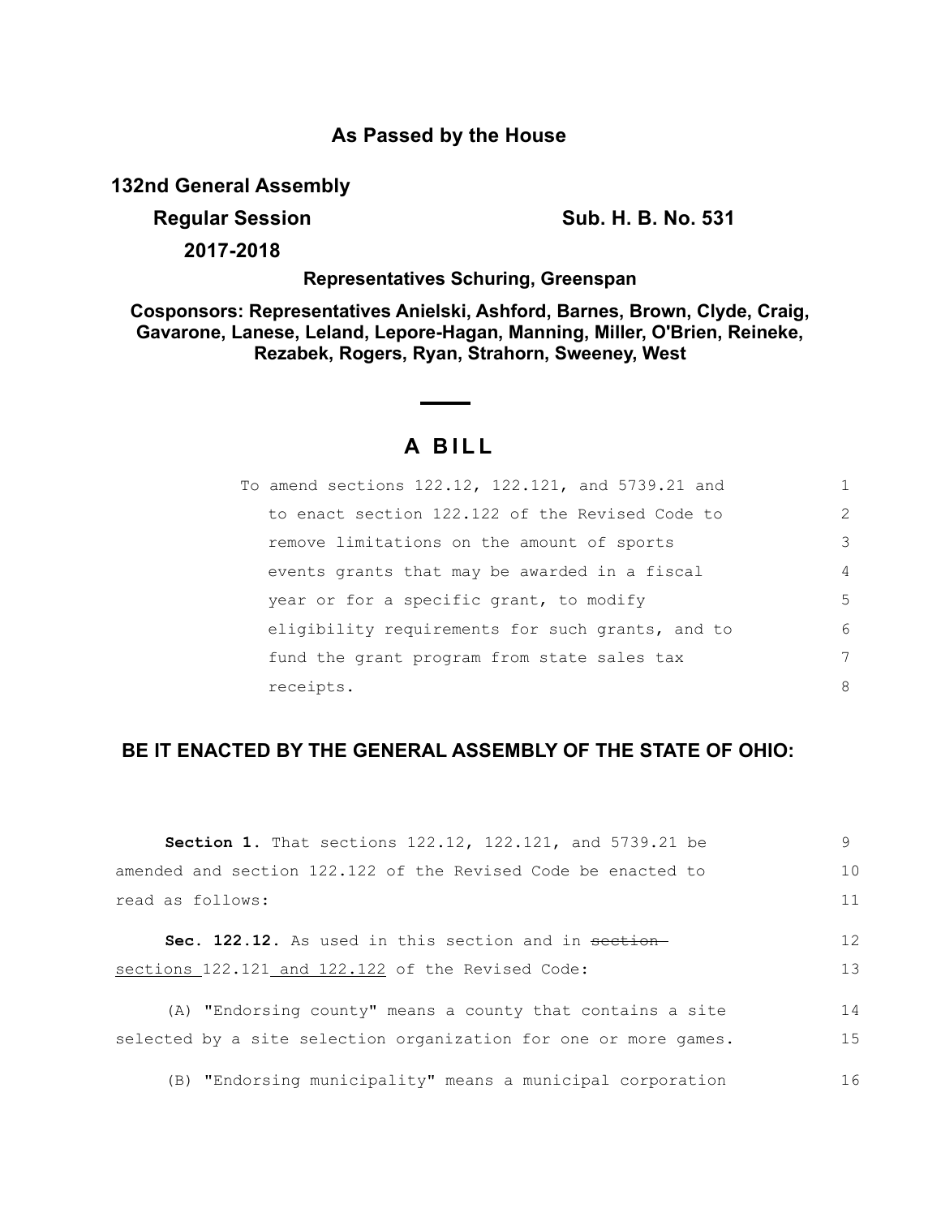**As Passed by the House**

**132nd General Assembly**

**Regular Session** **Sub. H. B. No. 531**

**2017-2018**

**Representatives Schuring, Greenspan**

**Cosponsors: Representatives Anielski, Ashford, Barnes, Brown, Clyde, Craig, Gavarone, Lanese, Leland, Lepore-Hagan, Manning, Miller, O'Brien, Reineke, Rezabek, Rogers, Ryan, Strahorn, Sweeney, West**

# A BILL

To amend sections 122.12, 122.121, and 5739.21 and to enact section 122.122 of the Revised Code to remove limitations on the amount of sports events grants that may be awarded in a fiscal year or for a specific grant, to modify eligibility requirements for such grants, and to fund the grant program from state sales tax receipts.

## BE IT ENACTED BY THE GENERAL ASSEMBLY OF THE STATE OF OHIO:

**Section 1.** That sections 122.12, 122.121, and 5739.21 be amended and section 122.122 of the Revised Code be enacted to read as follows:

**Sec. 122.12.** As used in this section and in ~~section~~ sections 122.121 and 122.122 of the Revised Code:

(A) "Endorsing county" means a county that contains a site selected by a site selection organization for one or more games.

(B) "Endorsing municipality" means a municipal corporation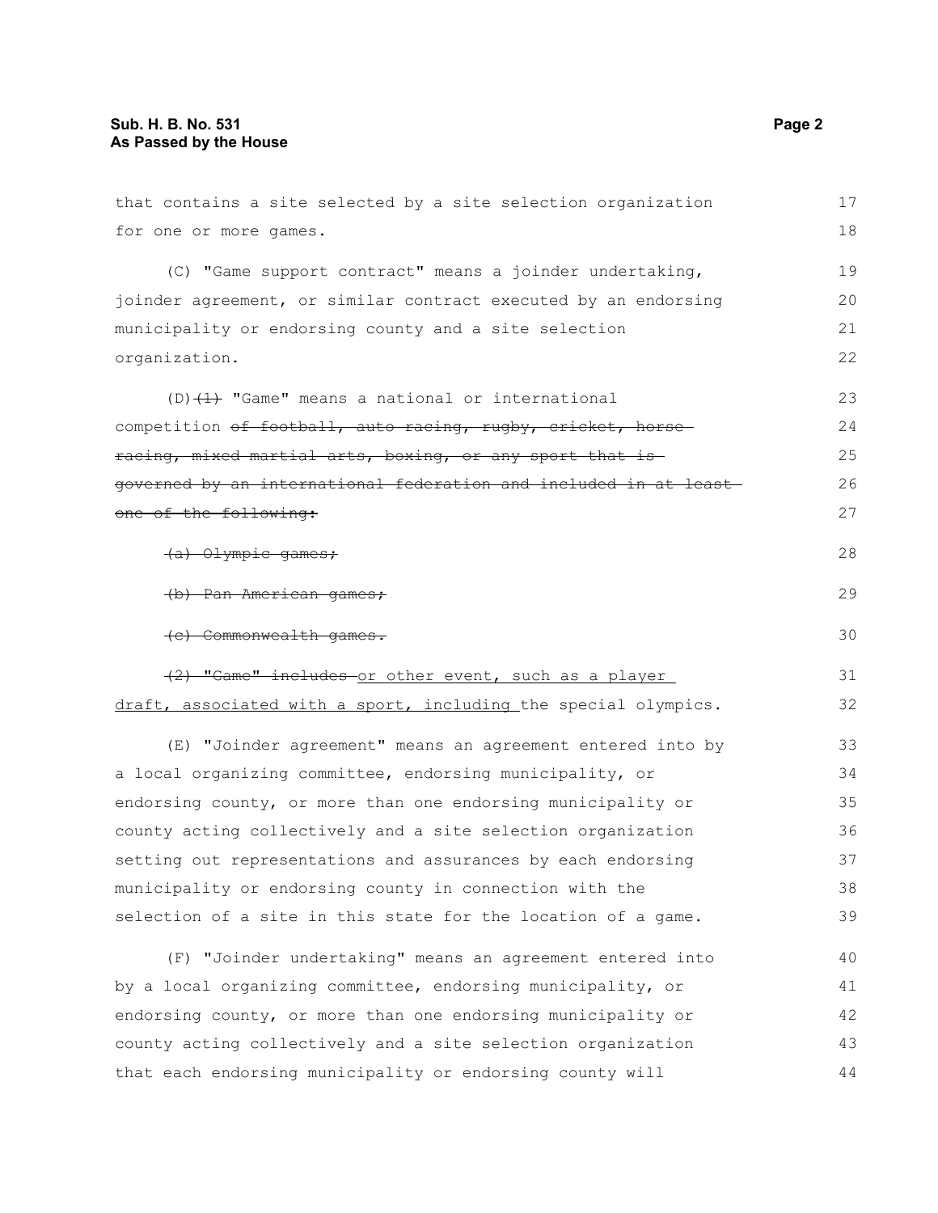that contains a site selected by a site selection organization for one or more games.

(C) "Game support contract" means a joinder undertaking, joinder agreement, or similar contract executed by an endorsing municipality or endorsing county and a site selection organization.

(D) ~~(1)~~ "Game" means a national or international competition ~~of football, auto racing, rugby, cricket, horse racing, mixed martial arts, boxing, or any sport that is governed by an international federation and included in at least one of the following:~~

~~(a) Olympic games;~~

~~(b) Pan American games;~~

~~(c) Commonwealth games.~~

~~(2) "Game" includes~~ <u>or other event, such as a player draft, associated with a sport, including</u> the special olympics.

(E) "Joinder agreement" means an agreement entered into by a local organizing committee, endorsing municipality, or endorsing county, or more than one endorsing municipality or county acting collectively and a site selection organization setting out representations and assurances by each endorsing municipality or endorsing county in connection with the selection of a site in this state for the location of a game.

(F) "Joinder undertaking" means an agreement entered into by a local organizing committee, endorsing municipality, or endorsing county, or more than one endorsing municipality or county acting collectively and a site selection organization that each endorsing municipality or endorsing county will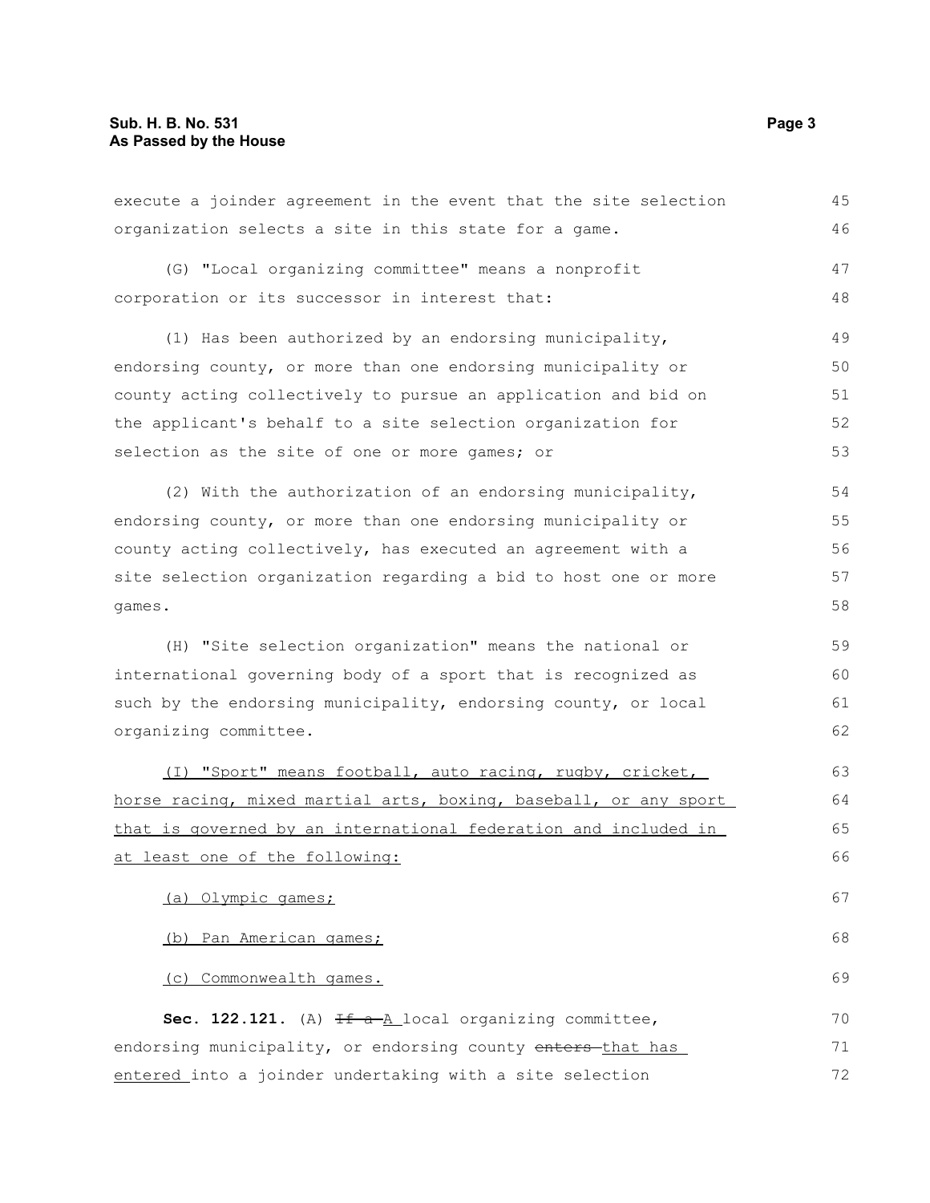execute a joinder agreement in the event that the site selection organization selects a site in this state for a game.

(G) "Local organizing committee" means a nonprofit corporation or its successor in interest that:

(1) Has been authorized by an endorsing municipality, endorsing county, or more than one endorsing municipality or county acting collectively to pursue an application and bid on the applicant's behalf to a site selection organization for selection as the site of one or more games; or

(2) With the authorization of an endorsing municipality, endorsing county, or more than one endorsing municipality or county acting collectively, has executed an agreement with a site selection organization regarding a bid to host one or more games.

(H) "Site selection organization" means the national or international governing body of a sport that is recognized as such by the endorsing municipality, endorsing county, or local organizing committee.

<u>(I) "Sport" means football, auto racing, rugby, cricket, horse racing, mixed martial arts, boxing, baseball, or any sport that is governed by an international federation and included in at least one of the following:</u>

<u>(a) Olympic games;</u>

<u>(b) Pan American games;</u>

<u>(c) Commonwealth games.</u>

**Sec. 122.121.** (A) ~~If a~~ <u>A</u> local organizing committee, endorsing municipality, or endorsing county ~~enters~~ <u>that has entered</u> into a joinder undertaking with a site selection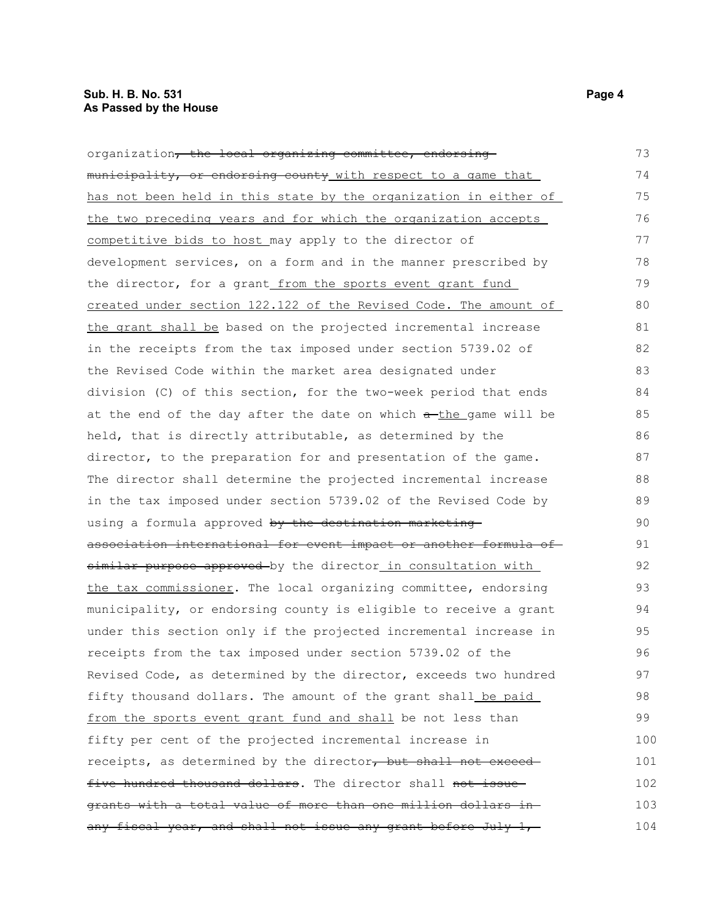organization~~, the local organizing committee, endorsing municipality, or endorsing county~~ with respect to a game that has not been held in this state by the organization in either of the two preceding years and for which the organization accepts competitive bids to host may apply to the director of development services, on a form and in the manner prescribed by the director, for a grant from the sports event grant fund created under section 122.122 of the Revised Code. The amount of the grant shall be based on the projected incremental increase in the receipts from the tax imposed under section 5739.02 of the Revised Code within the market area designated under division (C) of this section, for the two-week period that ends at the end of the day after the date on which ~~a~~ the game will be held, that is directly attributable, as determined by the director, to the preparation for and presentation of the game. The director shall determine the projected incremental increase in the tax imposed under section 5739.02 of the Revised Code by using a formula approved ~~by the destination marketing association international for event impact or another formula of similar purpose approved~~ by the director in consultation with the tax commissioner. The local organizing committee, endorsing municipality, or endorsing county is eligible to receive a grant under this section only if the projected incremental increase in receipts from the tax imposed under section 5739.02 of the Revised Code, as determined by the director, exceeds two hundred fifty thousand dollars. The amount of the grant shall be paid from the sports event grant fund and shall be not less than fifty per cent of the projected incremental increase in receipts, as determined by the director~~, but shall not exceed five hundred thousand dollars~~. The director shall ~~not issue grants with a total value of more than one million dollars in any fiscal year, and shall not issue any grant before July 1,~~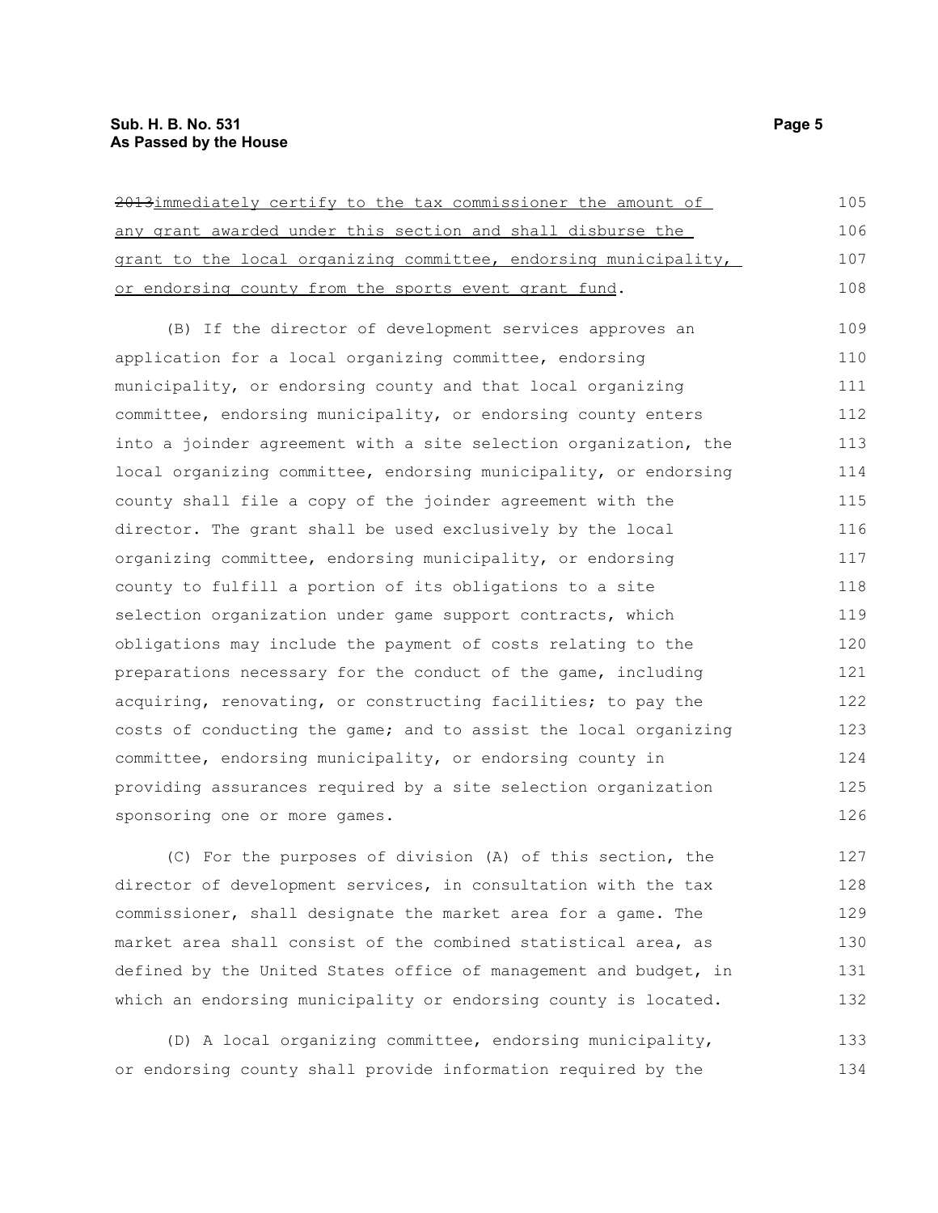~~2013~~immediately certify to the tax commissioner the amount of any grant awarded under this section and shall disburse the grant to the local organizing committee, endorsing municipality, or endorsing county from the sports event grant fund.

(B) If the director of development services approves an application for a local organizing committee, endorsing municipality, or endorsing county and that local organizing committee, endorsing municipality, or endorsing county enters into a joinder agreement with a site selection organization, the local organizing committee, endorsing municipality, or endorsing county shall file a copy of the joinder agreement with the director. The grant shall be used exclusively by the local organizing committee, endorsing municipality, or endorsing county to fulfill a portion of its obligations to a site selection organization under game support contracts, which obligations may include the payment of costs relating to the preparations necessary for the conduct of the game, including acquiring, renovating, or constructing facilities; to pay the costs of conducting the game; and to assist the local organizing committee, endorsing municipality, or endorsing county in providing assurances required by a site selection organization sponsoring one or more games.

(C) For the purposes of division (A) of this section, the director of development services, in consultation with the tax commissioner, shall designate the market area for a game. The market area shall consist of the combined statistical area, as defined by the United States office of management and budget, in which an endorsing municipality or endorsing county is located.

(D) A local organizing committee, endorsing municipality, or endorsing county shall provide information required by the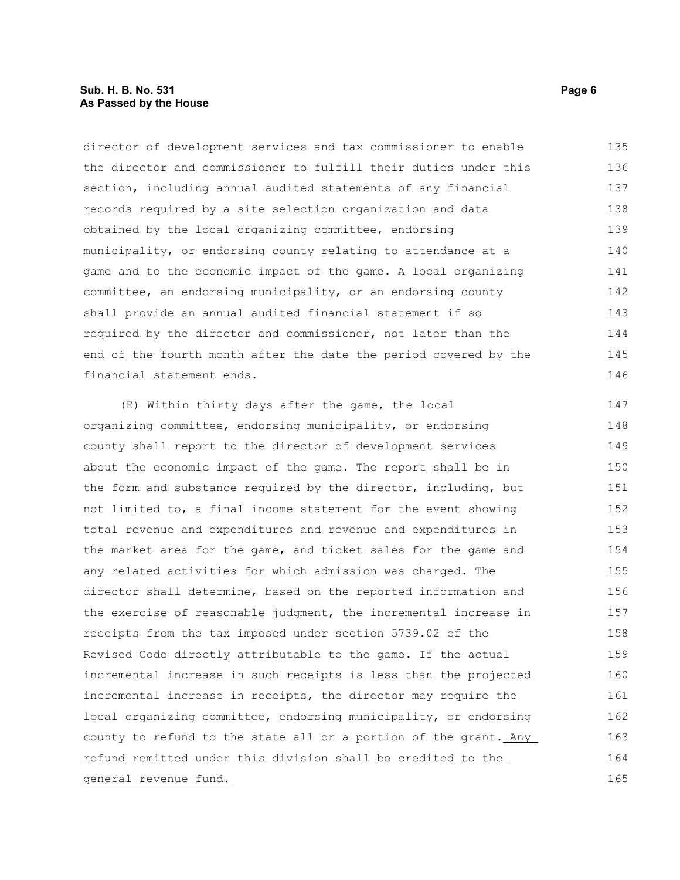director of development services and tax commissioner to enable the director and commissioner to fulfill their duties under this section, including annual audited statements of any financial records required by a site selection organization and data obtained by the local organizing committee, endorsing municipality, or endorsing county relating to attendance at a game and to the economic impact of the game. A local organizing committee, an endorsing municipality, or an endorsing county shall provide an annual audited financial statement if so required by the director and commissioner, not later than the end of the fourth month after the date the period covered by the financial statement ends.

(E) Within thirty days after the game, the local organizing committee, endorsing municipality, or endorsing county shall report to the director of development services about the economic impact of the game. The report shall be in the form and substance required by the director, including, but not limited to, a final income statement for the event showing total revenue and expenditures and revenue and expenditures in the market area for the game, and ticket sales for the game and any related activities for which admission was charged. The director shall determine, based on the reported information and the exercise of reasonable judgment, the incremental increase in receipts from the tax imposed under section 5739.02 of the Revised Code directly attributable to the game. If the actual incremental increase in such receipts is less than the projected incremental increase in receipts, the director may require the local organizing committee, endorsing municipality, or endorsing county to refund to the state all or a portion of the grant. Any refund remitted under this division shall be credited to the general revenue fund.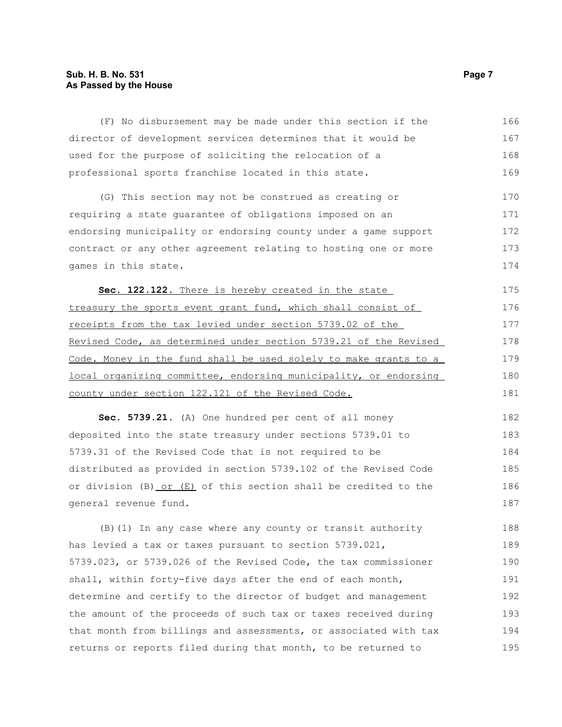(F) No disbursement may be made under this section if the director of development services determines that it would be used for the purpose of soliciting the relocation of a professional sports franchise located in this state.

(G) This section may not be construed as creating or requiring a state guarantee of obligations imposed on an endorsing municipality or endorsing county under a game support contract or any other agreement relating to hosting one or more games in this state.

**Sec. 122.122.** There is hereby created in the state treasury the sports event grant fund, which shall consist of receipts from the tax levied under section 5739.02 of the Revised Code, as determined under section 5739.21 of the Revised Code. Money in the fund shall be used solely to make grants to a local organizing committee, endorsing municipality, or endorsing county under section 122.121 of the Revised Code.

**Sec. 5739.21.** (A) One hundred per cent of all money deposited into the state treasury under sections 5739.01 to 5739.31 of the Revised Code that is not required to be distributed as provided in section 5739.102 of the Revised Code or division (B) or (E) of this section shall be credited to the general revenue fund.

(B)(1) In any case where any county or transit authority has levied a tax or taxes pursuant to section 5739.021, 5739.023, or 5739.026 of the Revised Code, the tax commissioner shall, within forty-five days after the end of each month, determine and certify to the director of budget and management the amount of the proceeds of such tax or taxes received during that month from billings and assessments, or associated with tax returns or reports filed during that month, to be returned to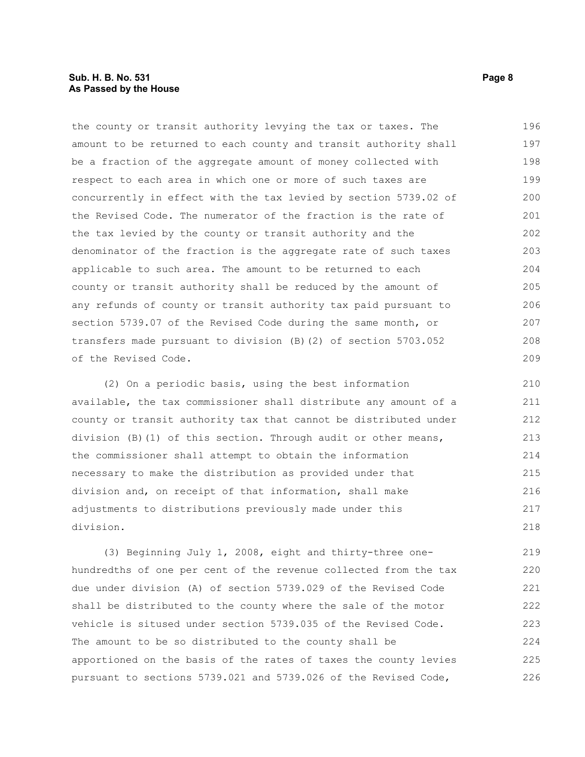the county or transit authority levying the tax or taxes. The amount to be returned to each county and transit authority shall be a fraction of the aggregate amount of money collected with respect to each area in which one or more of such taxes are concurrently in effect with the tax levied by section 5739.02 of the Revised Code. The numerator of the fraction is the rate of the tax levied by the county or transit authority and the denominator of the fraction is the aggregate rate of such taxes applicable to such area. The amount to be returned to each county or transit authority shall be reduced by the amount of any refunds of county or transit authority tax paid pursuant to section 5739.07 of the Revised Code during the same month, or transfers made pursuant to division (B)(2) of section 5703.052 of the Revised Code.

(2) On a periodic basis, using the best information available, the tax commissioner shall distribute any amount of a county or transit authority tax that cannot be distributed under division (B)(1) of this section. Through audit or other means, the commissioner shall attempt to obtain the information necessary to make the distribution as provided under that division and, on receipt of that information, shall make adjustments to distributions previously made under this division.

(3) Beginning July 1, 2008, eight and thirty-three one-hundredths of one per cent of the revenue collected from the tax due under division (A) of section 5739.029 of the Revised Code shall be distributed to the county where the sale of the motor vehicle is sitused under section 5739.035 of the Revised Code. The amount to be so distributed to the county shall be apportioned on the basis of the rates of taxes the county levies pursuant to sections 5739.021 and 5739.026 of the Revised Code,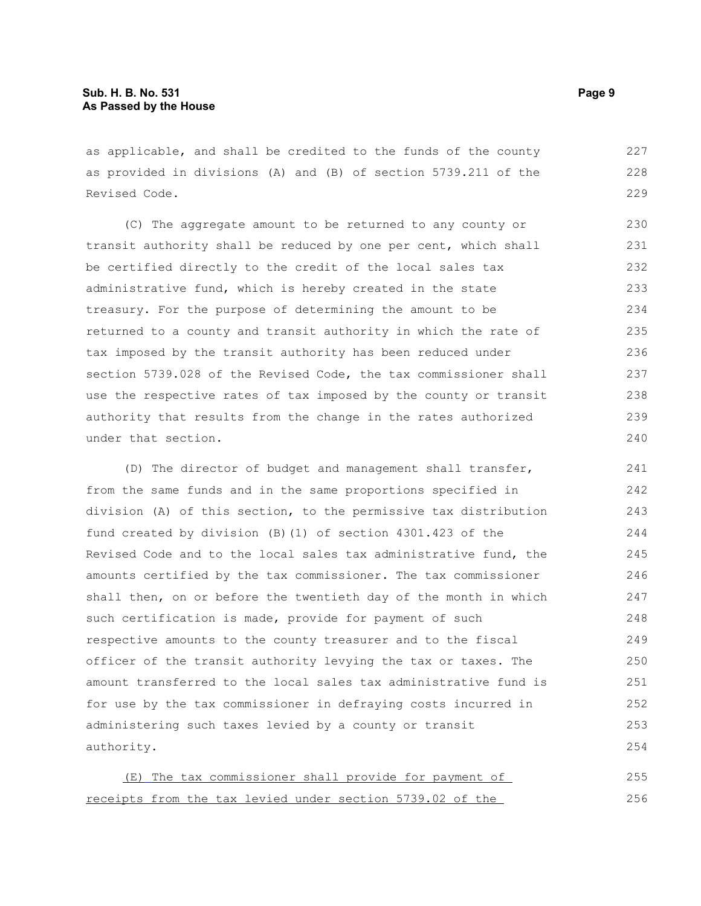as applicable, and shall be credited to the funds of the county as provided in divisions (A) and (B) of section 5739.211 of the Revised Code.

(C) The aggregate amount to be returned to any county or transit authority shall be reduced by one per cent, which shall be certified directly to the credit of the local sales tax administrative fund, which is hereby created in the state treasury. For the purpose of determining the amount to be returned to a county and transit authority in which the rate of tax imposed by the transit authority has been reduced under section 5739.028 of the Revised Code, the tax commissioner shall use the respective rates of tax imposed by the county or transit authority that results from the change in the rates authorized under that section.

(D) The director of budget and management shall transfer, from the same funds and in the same proportions specified in division (A) of this section, to the permissive tax distribution fund created by division (B)(1) of section 4301.423 of the Revised Code and to the local sales tax administrative fund, the amounts certified by the tax commissioner. The tax commissioner shall then, on or before the twentieth day of the month in which such certification is made, provide for payment of such respective amounts to the county treasurer and to the fiscal officer of the transit authority levying the tax or taxes. The amount transferred to the local sales tax administrative fund is for use by the tax commissioner in defraying costs incurred in administering such taxes levied by a county or transit authority.

<u>(E) The tax commissioner shall provide for payment of receipts from the tax levied under section 5739.02 of the</u>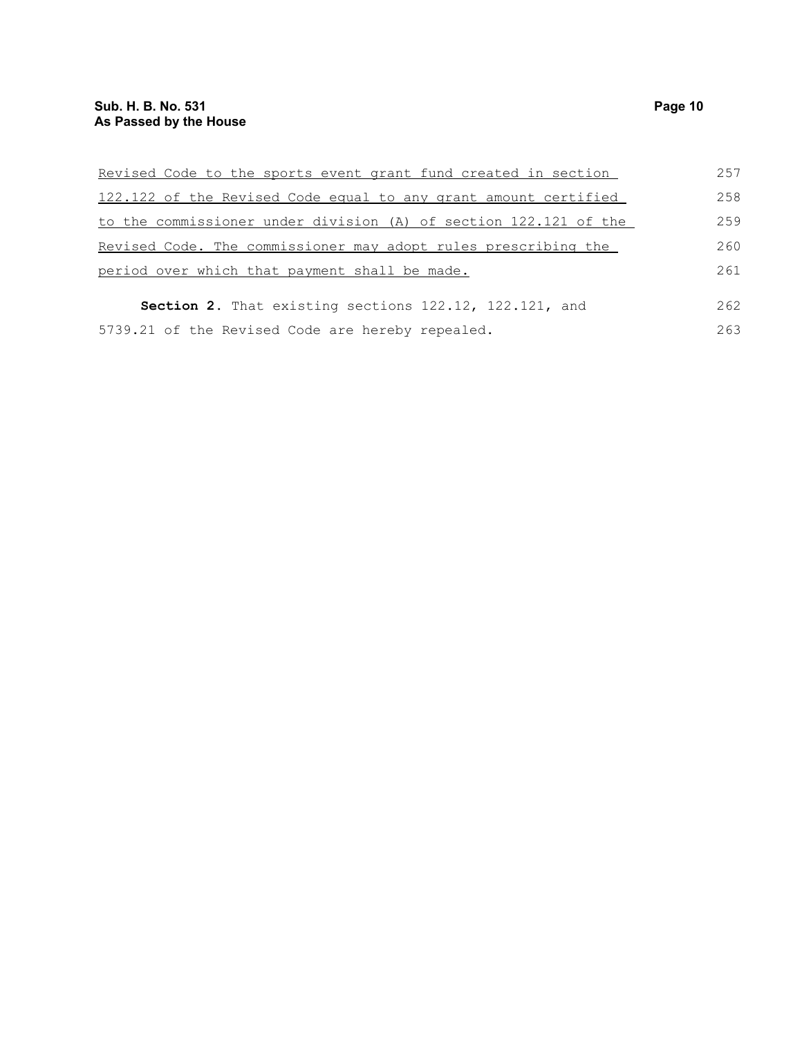Revised Code to the sports event grant fund created in section 122.122 of the Revised Code equal to any grant amount certified to the commissioner under division (A) of section 122.121 of the Revised Code. The commissioner may adopt rules prescribing the period over which that payment shall be made.

**Section 2.** That existing sections 122.12, 122.121, and 5739.21 of the Revised Code are hereby repealed.